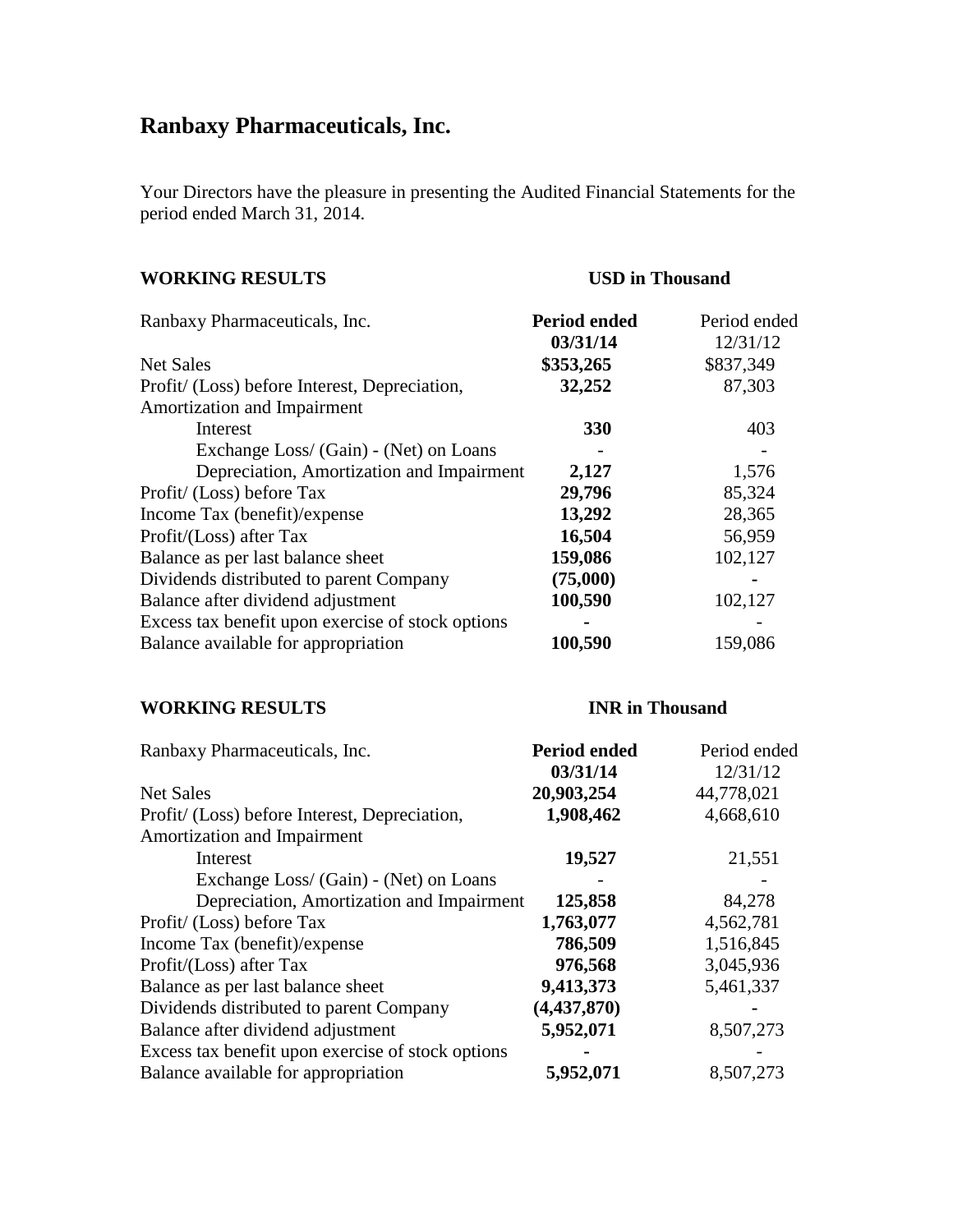# Ranbaxy Pharmaceuticals, Inc.

Your Directors have the pleasure in presenting the Audited Financial Statements for the period ended March 31, 2014.

## WORKING RESULTS

**USD in Thousand**

| Ranbaxy Pharmaceuticals, Inc. | **Period ended 03/31/14** | Period ended 12/31/12 |
|---|---|---|
| Net Sales | **$353,265** | $837,349 |
| Profit/ (Loss) before Interest, Depreciation, Amortization and Impairment | **32,252** | 87,303 |
| Interest | **330** | 403 |
| Exchange Loss/ (Gain) - (Net) on Loans | - | - |
| Depreciation, Amortization and Impairment | **2,127** | 1,576 |
| Profit/ (Loss) before Tax | **29,796** | 85,324 |
| Income Tax (benefit)/expense | **13,292** | 28,365 |
| Profit/(Loss) after Tax | **16,504** | 56,959 |
| Balance as per last balance sheet | **159,086** | 102,127 |
| Dividends distributed to parent Company | **(75,000)** | **-** |
| Balance after dividend adjustment | **100,590** | 102,127 |
| Excess tax benefit upon exercise of stock options | **-** | - |
| Balance available for appropriation | **100,590** | 159,086 |

## WORKING RESULTS

**INR in Thousand**

| Ranbaxy Pharmaceuticals, Inc. | **Period ended 03/31/14** | Period ended 12/31/12 |
|---|---|---|
| Net Sales | **20,903,254** | 44,778,021 |
| Profit/ (Loss) before Interest, Depreciation, Amortization and Impairment | **1,908,462** | 4,668,610 |
| Interest | **19,527** | 21,551 |
| Exchange Loss/ (Gain) - (Net) on Loans | - | - |
| Depreciation, Amortization and Impairment | **125,858** | 84,278 |
| Profit/ (Loss) before Tax | **1,763,077** | 4,562,781 |
| Income Tax (benefit)/expense | **786,509** | 1,516,845 |
| Profit/(Loss) after Tax | **976,568** | 3,045,936 |
| Balance as per last balance sheet | **9,413,373** | 5,461,337 |
| Dividends distributed to parent Company | **(4,437,870)** | **-** |
| Balance after dividend adjustment | **5,952,071** | 8,507,273 |
| Excess tax benefit upon exercise of stock options | **-** | - |
| Balance available for appropriation | **5,952,071** | 8,507,273 |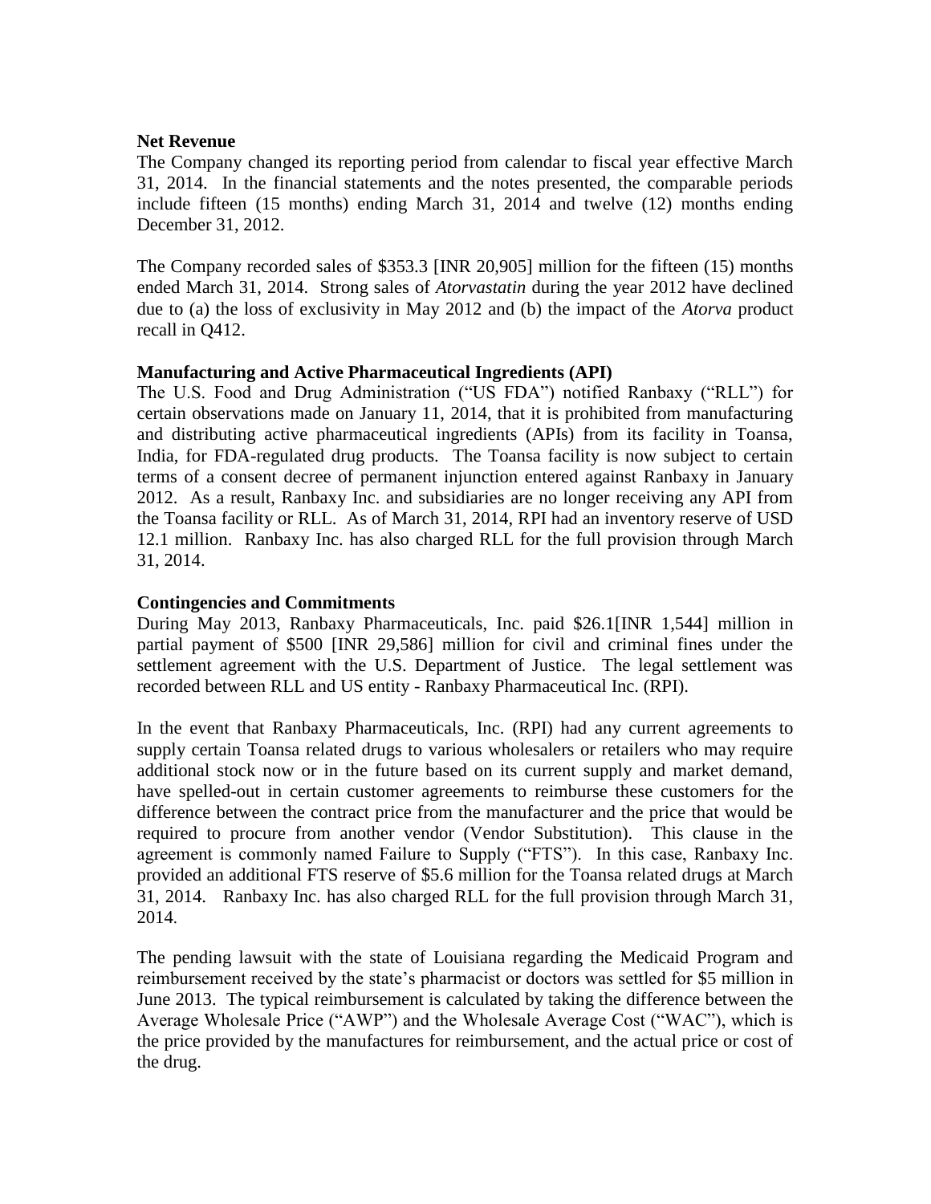**Net Revenue**

The Company changed its reporting period from calendar to fiscal year effective March 31, 2014. In the financial statements and the notes presented, the comparable periods include fifteen (15 months) ending March 31, 2014 and twelve (12) months ending December 31, 2012.

The Company recorded sales of $353.3 [INR 20,905] million for the fifteen (15) months ended March 31, 2014. Strong sales of *Atorvastatin* during the year 2012 have declined due to (a) the loss of exclusivity in May 2012 and (b) the impact of the *Atorva* product recall in Q412.

**Manufacturing and Active Pharmaceutical Ingredients (API)**

The U.S. Food and Drug Administration ("US FDA") notified Ranbaxy ("RLL") for certain observations made on January 11, 2014, that it is prohibited from manufacturing and distributing active pharmaceutical ingredients (APIs) from its facility in Toansa, India, for FDA-regulated drug products. The Toansa facility is now subject to certain terms of a consent decree of permanent injunction entered against Ranbaxy in January 2012. As a result, Ranbaxy Inc. and subsidiaries are no longer receiving any API from the Toansa facility or RLL. As of March 31, 2014, RPI had an inventory reserve of USD 12.1 million. Ranbaxy Inc. has also charged RLL for the full provision through March 31, 2014.

**Contingencies and Commitments**

During May 2013, Ranbaxy Pharmaceuticals, Inc. paid $26.1[INR 1,544] million in partial payment of $500 [INR 29,586] million for civil and criminal fines under the settlement agreement with the U.S. Department of Justice. The legal settlement was recorded between RLL and US entity - Ranbaxy Pharmaceutical Inc. (RPI).

In the event that Ranbaxy Pharmaceuticals, Inc. (RPI) had any current agreements to supply certain Toansa related drugs to various wholesalers or retailers who may require additional stock now or in the future based on its current supply and market demand, have spelled-out in certain customer agreements to reimburse these customers for the difference between the contract price from the manufacturer and the price that would be required to procure from another vendor (Vendor Substitution). This clause in the agreement is commonly named Failure to Supply ("FTS"). In this case, Ranbaxy Inc. provided an additional FTS reserve of $5.6 million for the Toansa related drugs at March 31, 2014. Ranbaxy Inc. has also charged RLL for the full provision through March 31, 2014.

The pending lawsuit with the state of Louisiana regarding the Medicaid Program and reimbursement received by the state's pharmacist or doctors was settled for $5 million in June 2013. The typical reimbursement is calculated by taking the difference between the Average Wholesale Price ("AWP") and the Wholesale Average Cost ("WAC"), which is the price provided by the manufactures for reimbursement, and the actual price or cost of the drug.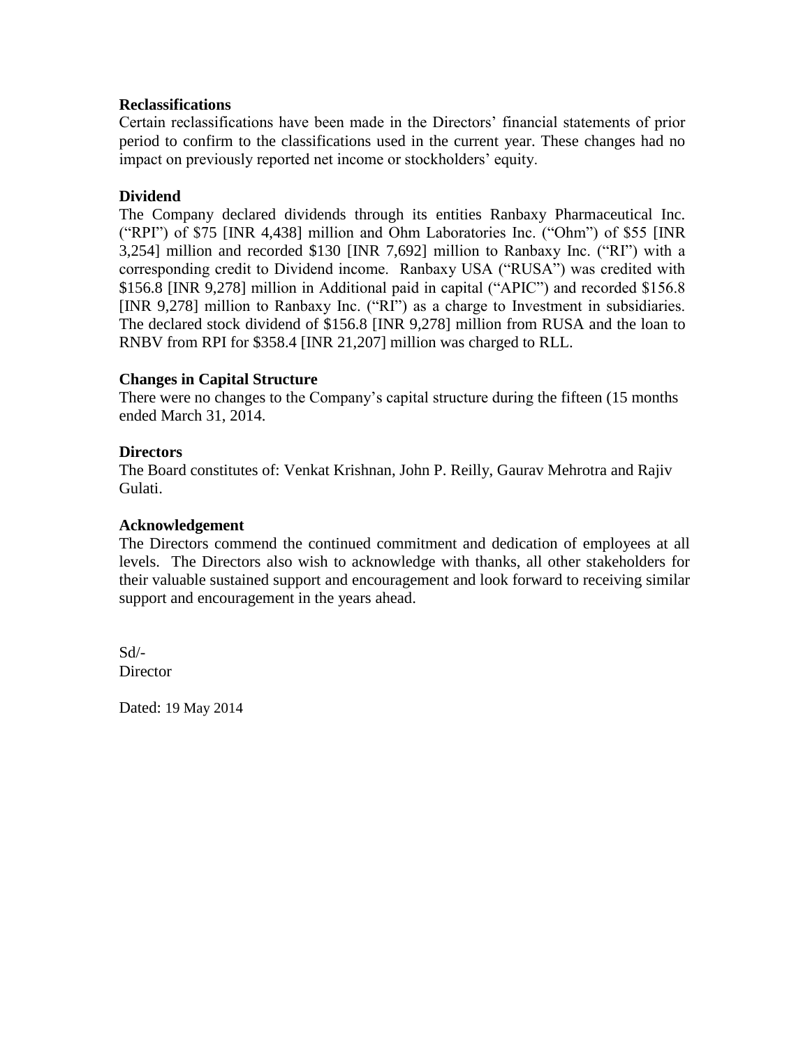**Reclassifications**

Certain reclassifications have been made in the Directors' financial statements of prior period to confirm to the classifications used in the current year. These changes had no impact on previously reported net income or stockholders' equity.

**Dividend**

The Company declared dividends through its entities Ranbaxy Pharmaceutical Inc. ("RPI") of $75 [INR 4,438] million and Ohm Laboratories Inc. ("Ohm") of $55 [INR 3,254] million and recorded $130 [INR 7,692] million to Ranbaxy Inc. ("RI") with a corresponding credit to Dividend income. Ranbaxy USA ("RUSA") was credited with $156.8 [INR 9,278] million in Additional paid in capital ("APIC") and recorded $156.8 [INR 9,278] million to Ranbaxy Inc. ("RI") as a charge to Investment in subsidiaries. The declared stock dividend of $156.8 [INR 9,278] million from RUSA and the loan to RNBV from RPI for $358.4 [INR 21,207] million was charged to RLL.

**Changes in Capital Structure**

There were no changes to the Company's capital structure during the fifteen (15 months ended March 31, 2014.

**Directors**

The Board constitutes of: Venkat Krishnan, John P. Reilly, Gaurav Mehrotra and Rajiv Gulati.

**Acknowledgement**

The Directors commend the continued commitment and dedication of employees at all levels. The Directors also wish to acknowledge with thanks, all other stakeholders for their valuable sustained support and encouragement and look forward to receiving similar support and encouragement in the years ahead.

Sd/-
Director

Dated: 19 May 2014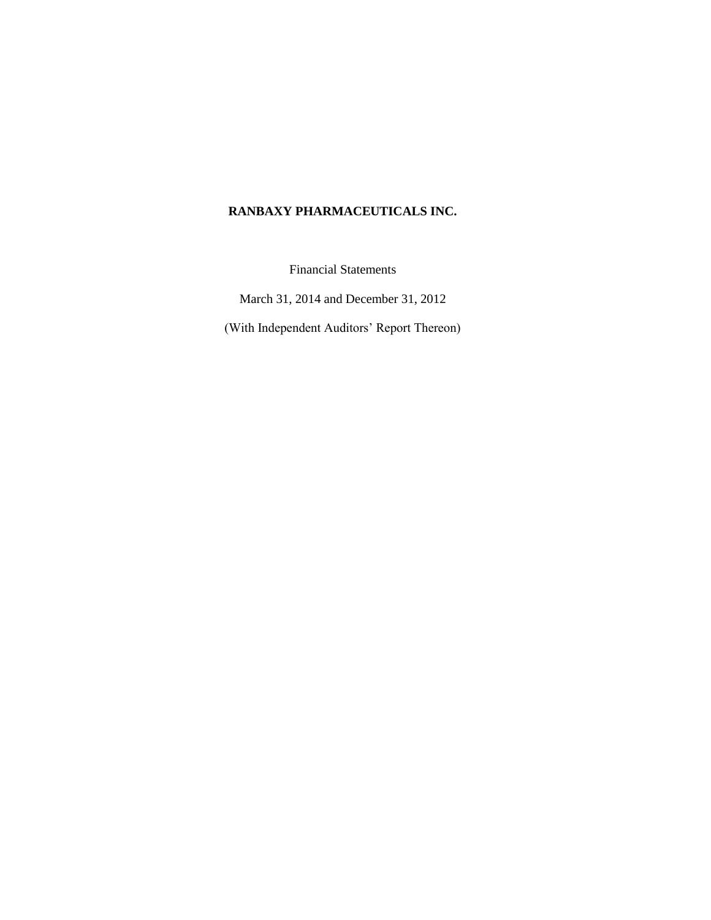**RANBAXY PHARMACEUTICALS INC.**

Financial Statements

March 31, 2014 and December 31, 2012

(With Independent Auditors’ Report Thereon)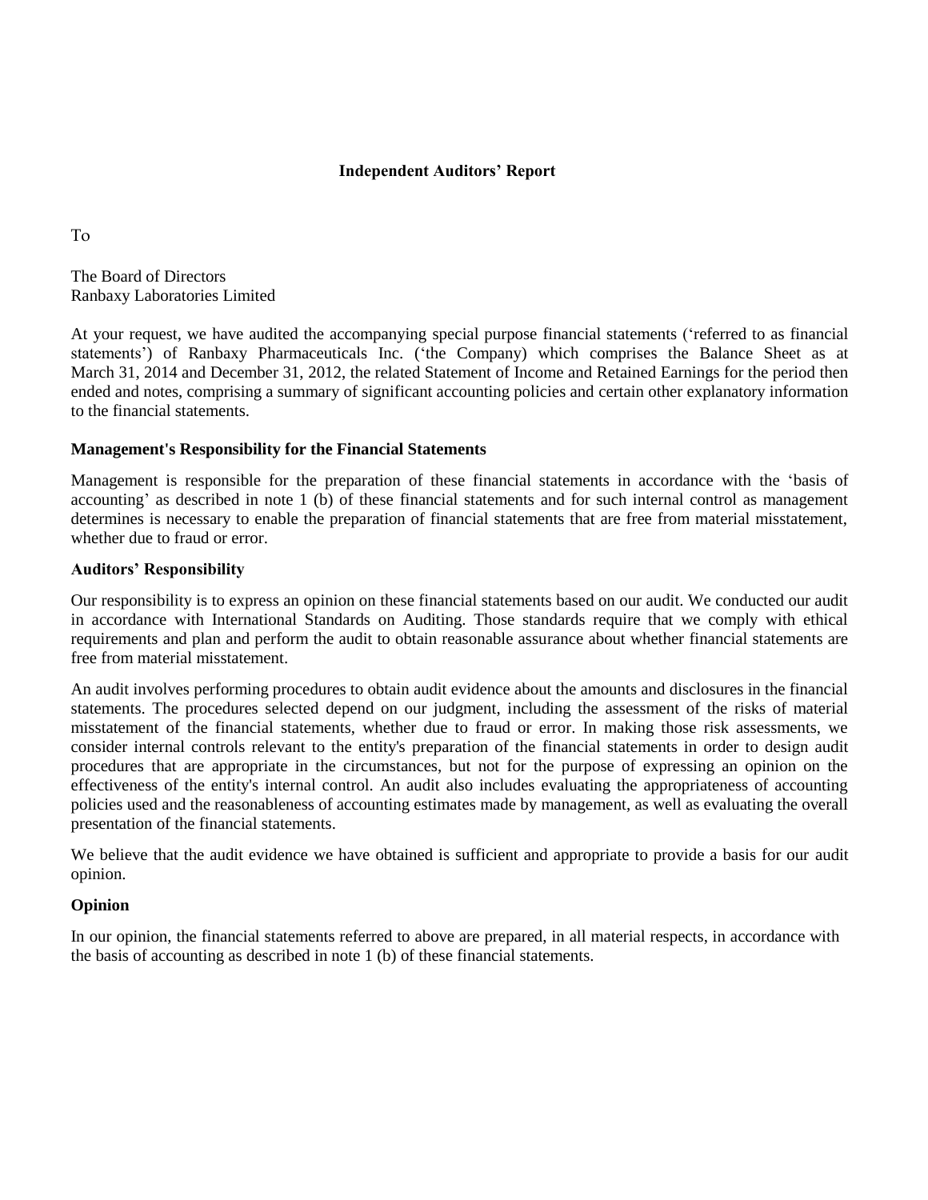## Independent Auditors' Report

To

The Board of Directors
Ranbaxy Laboratories Limited

At your request, we have audited the accompanying special purpose financial statements ('referred to as financial statements') of Ranbaxy Pharmaceuticals Inc. ('the Company) which comprises the Balance Sheet as at March 31, 2014 and December 31, 2012, the related Statement of Income and Retained Earnings for the period then ended and notes, comprising a summary of significant accounting policies and certain other explanatory information to the financial statements.

### Management's Responsibility for the Financial Statements

Management is responsible for the preparation of these financial statements in accordance with the 'basis of accounting' as described in note 1 (b) of these financial statements and for such internal control as management determines is necessary to enable the preparation of financial statements that are free from material misstatement, whether due to fraud or error.

### Auditors' Responsibility

Our responsibility is to express an opinion on these financial statements based on our audit. We conducted our audit in accordance with International Standards on Auditing. Those standards require that we comply with ethical requirements and plan and perform the audit to obtain reasonable assurance about whether financial statements are free from material misstatement.

An audit involves performing procedures to obtain audit evidence about the amounts and disclosures in the financial statements. The procedures selected depend on our judgment, including the assessment of the risks of material misstatement of the financial statements, whether due to fraud or error. In making those risk assessments, we consider internal controls relevant to the entity's preparation of the financial statements in order to design audit procedures that are appropriate in the circumstances, but not for the purpose of expressing an opinion on the effectiveness of the entity's internal control. An audit also includes evaluating the appropriateness of accounting policies used and the reasonableness of accounting estimates made by management, as well as evaluating the overall presentation of the financial statements.

We believe that the audit evidence we have obtained is sufficient and appropriate to provide a basis for our audit opinion.

### Opinion

In our opinion, the financial statements referred to above are prepared, in all material respects, in accordance with the basis of accounting as described in note 1 (b) of these financial statements.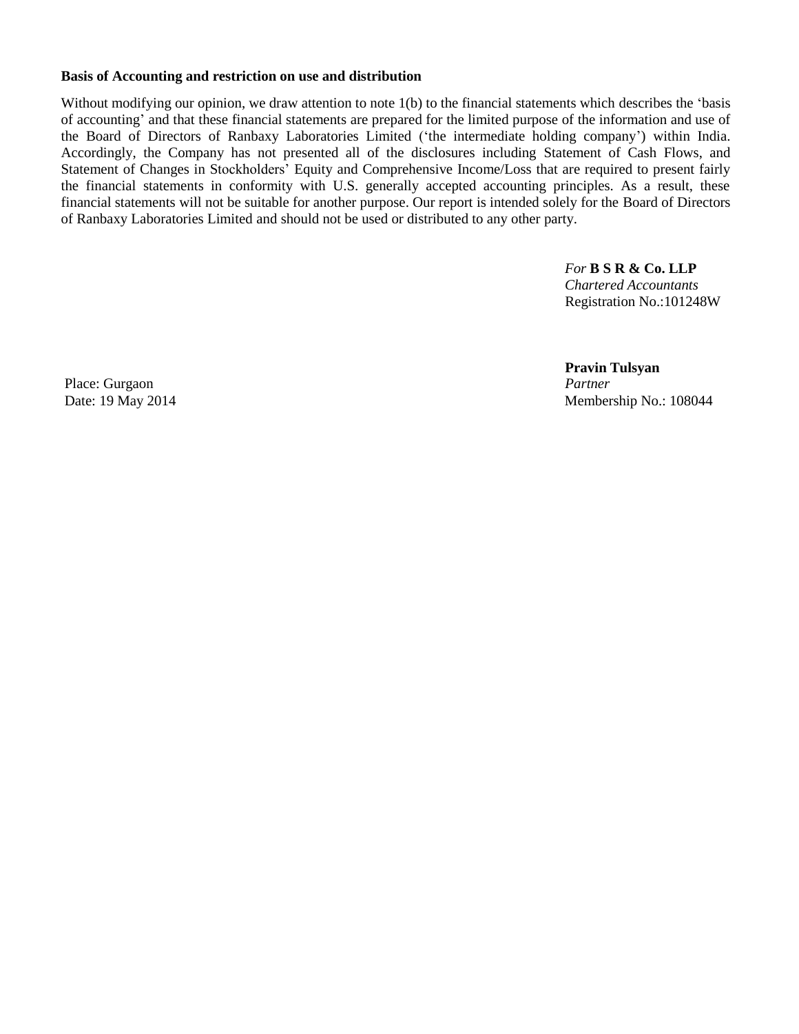**Basis of Accounting and restriction on use and distribution**

Without modifying our opinion, we draw attention to note 1(b) to the financial statements which describes the 'basis of accounting' and that these financial statements are prepared for the limited purpose of the information and use of the Board of Directors of Ranbaxy Laboratories Limited ('the intermediate holding company') within India. Accordingly, the Company has not presented all of the disclosures including Statement of Cash Flows, and Statement of Changes in Stockholders' Equity and Comprehensive Income/Loss that are required to present fairly the financial statements in conformity with U.S. generally accepted accounting principles. As a result, these financial statements will not be suitable for another purpose. Our report is intended solely for the Board of Directors of Ranbaxy Laboratories Limited and should not be used or distributed to any other party.

*For* **B S R & Co. LLP**
*Chartered Accountants*
Registration No.:101248W

**Pravin Tulsyan**
*Partner*
Membership No.: 108044

Place: Gurgaon
Date: 19 May 2014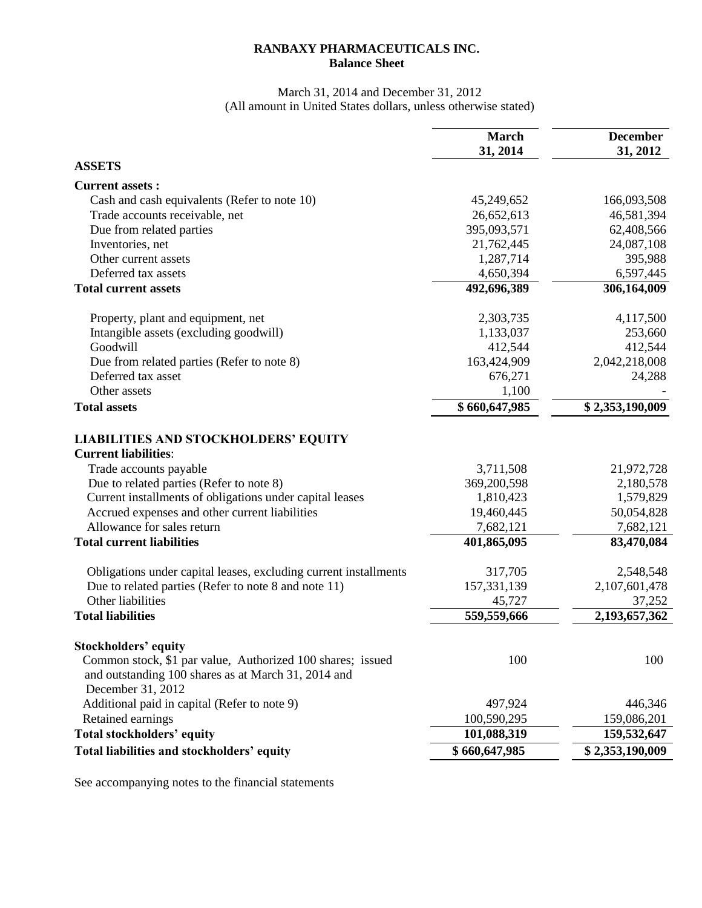**RANBAXY PHARMACEUTICALS INC.**
**Balance Sheet**

March 31, 2014 and December 31, 2012
(All amount in United States dollars, unless otherwise stated)

| | March 31, 2014 | December 31, 2012 |
|---|---|---|
| **ASSETS** | | |
| **Current assets :** | | |
| Cash and cash equivalents (Refer to note 10) | 45,249,652 | 166,093,508 |
| Trade accounts receivable, net | 26,652,613 | 46,581,394 |
| Due from related parties | 395,093,571 | 62,408,566 |
| Inventories, net | 21,762,445 | 24,087,108 |
| Other current assets | 1,287,714 | 395,988 |
| Deferred tax assets | 4,650,394 | 6,597,445 |
| **Total current assets** | **492,696,389** | **306,164,009** |
| Property, plant and equipment, net | 2,303,735 | 4,117,500 |
| Intangible assets (excluding goodwill) | 1,133,037 | 253,660 |
| Goodwill | 412,544 | 412,544 |
| Due from related parties (Refer to note 8) | 163,424,909 | 2,042,218,008 |
| Deferred tax asset | 676,271 | 24,288 |
| Other assets | 1,100 | - |
| **Total assets** | **$ 660,647,985** | **$ 2,353,190,009** |
| **LIABILITIES AND STOCKHOLDERS' EQUITY** | | |
| **Current liabilities**: | | |
| Trade accounts payable | 3,711,508 | 21,972,728 |
| Due to related parties (Refer to note 8) | 369,200,598 | 2,180,578 |
| Current installments of obligations under capital leases | 1,810,423 | 1,579,829 |
| Accrued expenses and other current liabilities | 19,460,445 | 50,054,828 |
| Allowance for sales return | 7,682,121 | 7,682,121 |
| **Total current liabilities** | **401,865,095** | **83,470,084** |
| Obligations under capital leases, excluding current installments | 317,705 | 2,548,548 |
| Due to related parties (Refer to note 8 and note 11) | 157,331,139 | 2,107,601,478 |
| Other liabilities | 45,727 | 37,252 |
| **Total liabilities** | **559,559,666** | **2,193,657,362** |
| **Stockholders' equity** | | |
| Common stock, $1 par value, Authorized 100 shares; issued and outstanding 100 shares as at March 31, 2014 and December 31, 2012 | 100 | 100 |
| Additional paid in capital (Refer to note 9) | 497,924 | 446,346 |
| Retained earnings | 100,590,295 | 159,086,201 |
| **Total stockholders' equity** | **101,088,319** | **159,532,647** |
| **Total liabilities and stockholders' equity** | **$ 660,647,985** | **$ 2,353,190,009** |

See accompanying notes to the financial statements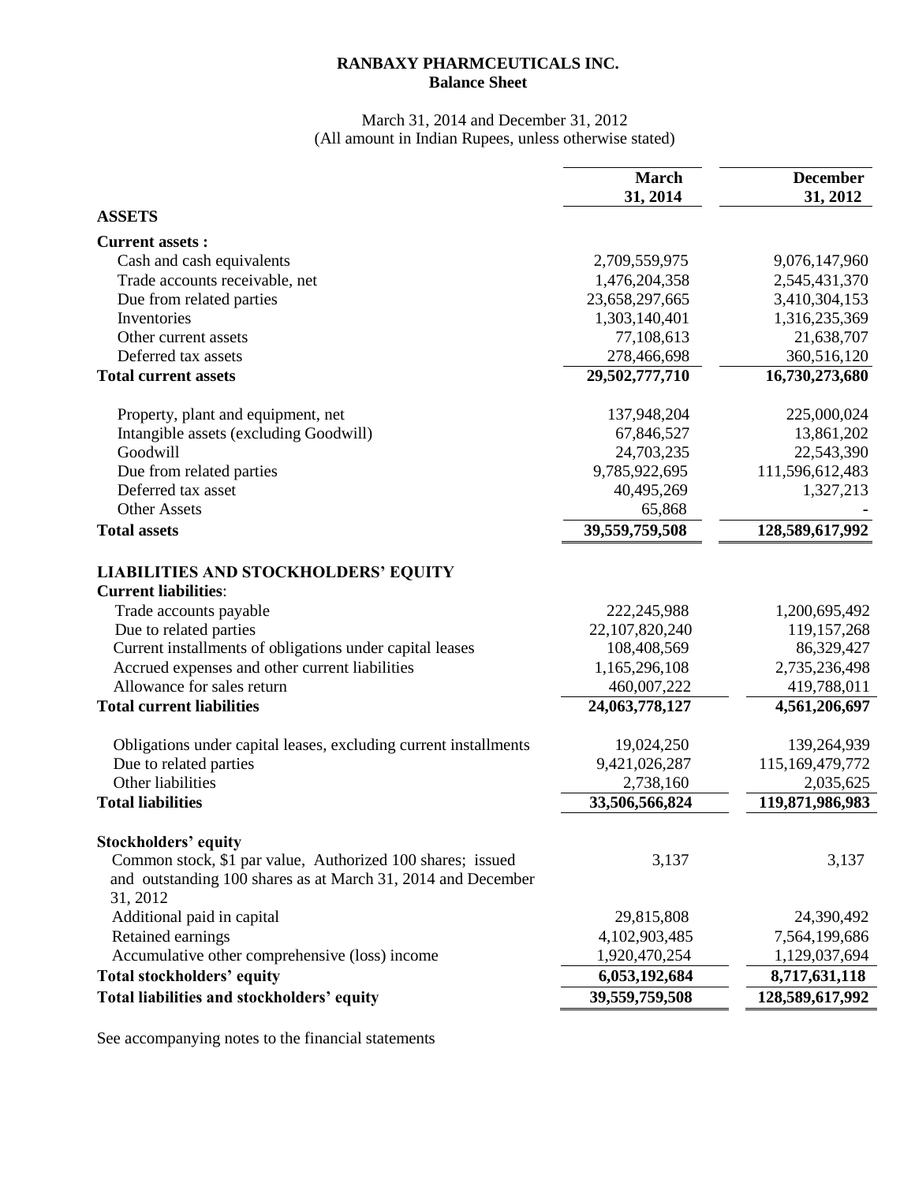**RANBAXY PHARMCEUTICALS INC.**
**Balance Sheet**

March 31, 2014 and December 31, 2012
(All amount in Indian Rupees, unless otherwise stated)

| | March 31, 2014 | December 31, 2012 |
|---|---|---|
| **ASSETS** | | |
| **Current assets :** | | |
| Cash and cash equivalents | 2,709,559,975 | 9,076,147,960 |
| Trade accounts receivable, net | 1,476,204,358 | 2,545,431,370 |
| Due from related parties | 23,658,297,665 | 3,410,304,153 |
| Inventories | 1,303,140,401 | 1,316,235,369 |
| Other current assets | 77,108,613 | 21,638,707 |
| Deferred tax assets | 278,466,698 | 360,516,120 |
| **Total current assets** | **29,502,777,710** | **16,730,273,680** |
| Property, plant and equipment, net | 137,948,204 | 225,000,024 |
| Intangible assets (excluding Goodwill) | 67,846,527 | 13,861,202 |
| Goodwill | 24,703,235 | 22,543,390 |
| Due from related parties | 9,785,922,695 | 111,596,612,483 |
| Deferred tax asset | 40,495,269 | 1,327,213 |
| Other Assets | 65,868 | - |
| **Total assets** | **39,559,759,508** | **128,589,617,992** |
| **LIABILITIES AND STOCKHOLDERS' EQUITY** | | |
| **Current liabilities**: | | |
| Trade accounts payable | 222,245,988 | 1,200,695,492 |
| Due to related parties | 22,107,820,240 | 119,157,268 |
| Current installments of obligations under capital leases | 108,408,569 | 86,329,427 |
| Accrued expenses and other current liabilities | 1,165,296,108 | 2,735,236,498 |
| Allowance for sales return | 460,007,222 | 419,788,011 |
| **Total current liabilities** | **24,063,778,127** | **4,561,206,697** |
| Obligations under capital leases, excluding current installments | 19,024,250 | 139,264,939 |
| Due to related parties | 9,421,026,287 | 115,169,479,772 |
| Other liabilities | 2,738,160 | 2,035,625 |
| **Total liabilities** | **33,506,566,824** | **119,871,986,983** |
| **Stockholders' equity** | | |
| Common stock, $1 par value, Authorized 100 shares; issued and outstanding 100 shares as at March 31, 2014 and December 31, 2012 | 3,137 | 3,137 |
| Additional paid in capital | 29,815,808 | 24,390,492 |
| Retained earnings | 4,102,903,485 | 7,564,199,686 |
| Accumulative other comprehensive (loss) income | 1,920,470,254 | 1,129,037,694 |
| **Total stockholders' equity** | **6,053,192,684** | **8,717,631,118** |
| **Total liabilities and stockholders' equity** | **39,559,759,508** | **128,589,617,992** |

See accompanying notes to the financial statements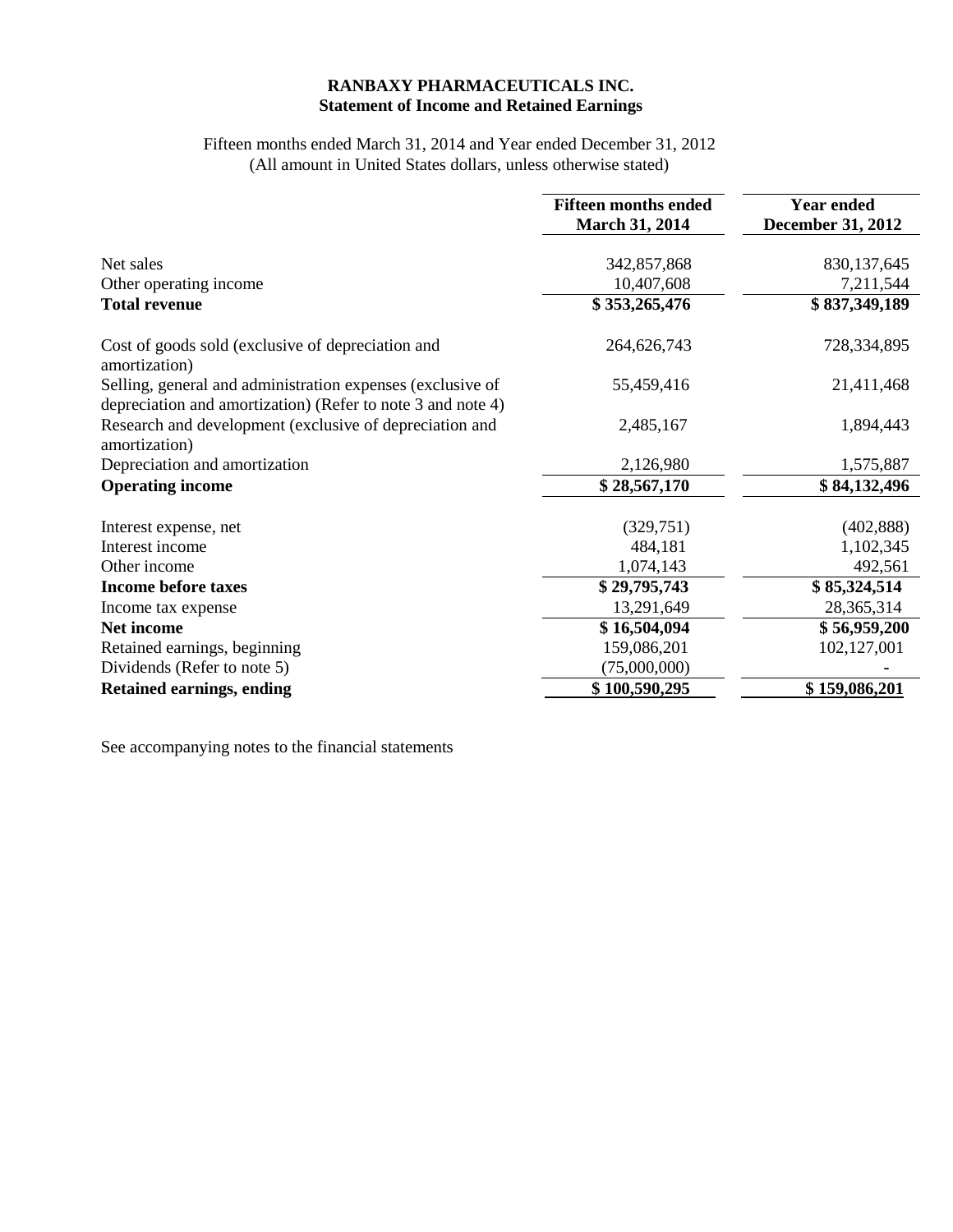# RANBAXY PHARMACEUTICALS INC.
## Statement of Income and Retained Earnings

Fifteen months ended March 31, 2014 and Year ended December 31, 2012
(All amount in United States dollars, unless otherwise stated)

| | Fifteen months ended March 31, 2014 | Year ended December 31, 2012 |
|---|---|---|
| Net sales | 342,857,868 | 830,137,645 |
| Other operating income | 10,407,608 | 7,211,544 |
| **Total revenue** | **$ 353,265,476** | **$ 837,349,189** |
| Cost of goods sold (exclusive of depreciation and amortization) | 264,626,743 | 728,334,895 |
| Selling, general and administration expenses (exclusive of depreciation and amortization) (Refer to note 3 and note 4) | 55,459,416 | 21,411,468 |
| Research and development (exclusive of depreciation and amortization) | 2,485,167 | 1,894,443 |
| Depreciation and amortization | 2,126,980 | 1,575,887 |
| **Operating income** | **$ 28,567,170** | **$ 84,132,496** |
| Interest expense, net | (329,751) | (402,888) |
| Interest income | 484,181 | 1,102,345 |
| Other income | 1,074,143 | 492,561 |
| **Income before taxes** | **$ 29,795,743** | **$ 85,324,514** |
| Income tax expense | 13,291,649 | 28,365,314 |
| **Net income** | **$ 16,504,094** | **$ 56,959,200** |
| Retained earnings, beginning | 159,086,201 | 102,127,001 |
| Dividends (Refer to note 5) | (75,000,000) | - |
| **Retained earnings, ending** | **$ 100,590,295** | **$ 159,086,201** |

See accompanying notes to the financial statements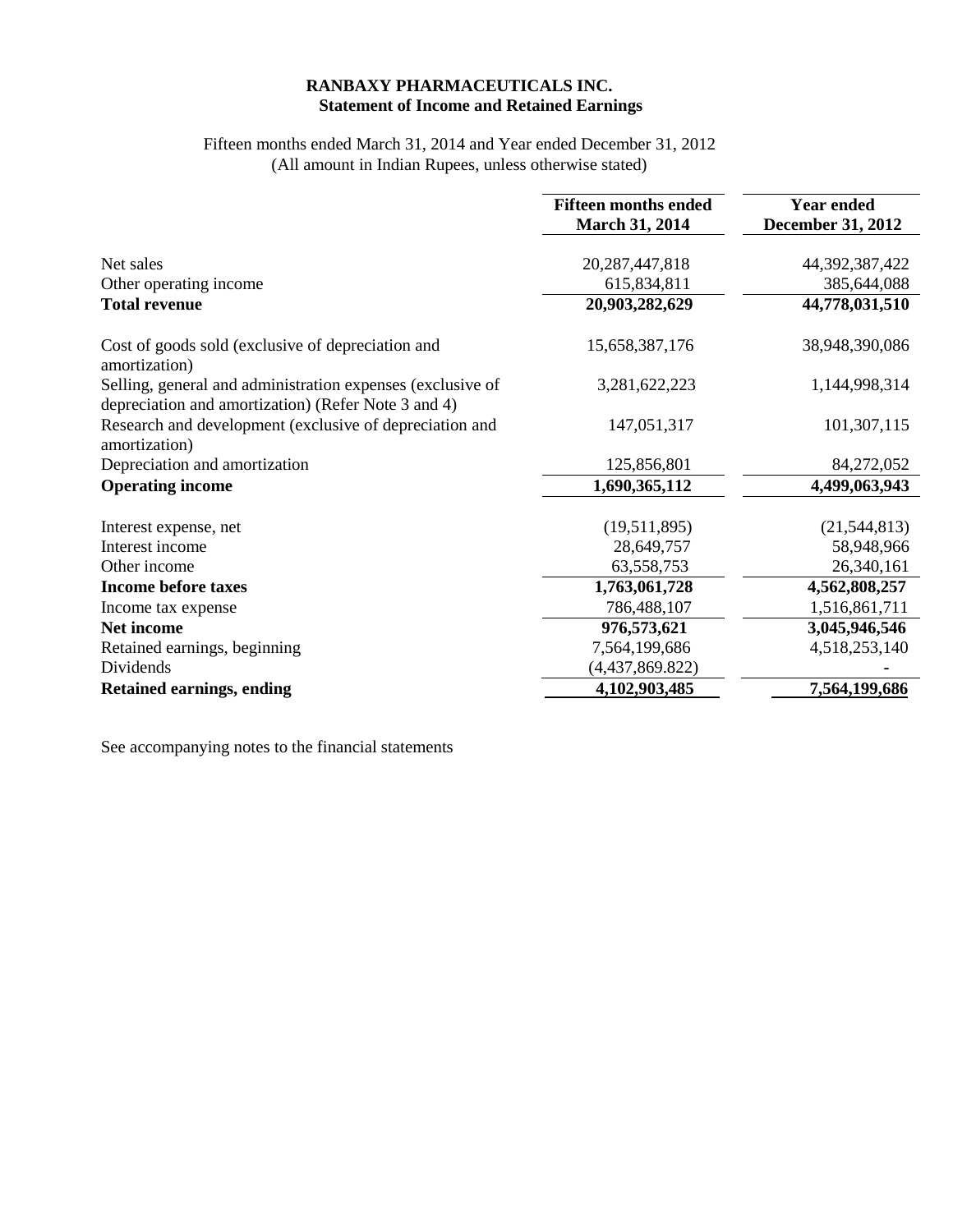**RANBAXY PHARMACEUTICALS INC.**
**Statement of Income and Retained Earnings**

Fifteen months ended March 31, 2014 and Year ended December 31, 2012
(All amount in Indian Rupees, unless otherwise stated)

| | Fifteen months ended March 31, 2014 | Year ended December 31, 2012 |
|---|---|---|
| Net sales | 20,287,447,818 | 44,392,387,422 |
| Other operating income | 615,834,811 | 385,644,088 |
| **Total revenue** | **20,903,282,629** | **44,778,031,510** |
| Cost of goods sold (exclusive of depreciation and amortization) | 15,658,387,176 | 38,948,390,086 |
| Selling, general and administration expenses (exclusive of depreciation and amortization) (Refer Note 3 and 4) | 3,281,622,223 | 1,144,998,314 |
| Research and development (exclusive of depreciation and amortization) | 147,051,317 | 101,307,115 |
| Depreciation and amortization | 125,856,801 | 84,272,052 |
| **Operating income** | **1,690,365,112** | **4,499,063,943** |
| Interest expense, net | (19,511,895) | (21,544,813) |
| Interest income | 28,649,757 | 58,948,966 |
| Other income | 63,558,753 | 26,340,161 |
| **Income before taxes** | **1,763,061,728** | **4,562,808,257** |
| Income tax expense | 786,488,107 | 1,516,861,711 |
| **Net income** | **976,573,621** | **3,045,946,546** |
| Retained earnings, beginning | 7,564,199,686 | 4,518,253,140 |
| Dividends | (4,437,869.822) | - |
| **Retained earnings, ending** | **4,102,903,485** | **7,564,199,686** |

See accompanying notes to the financial statements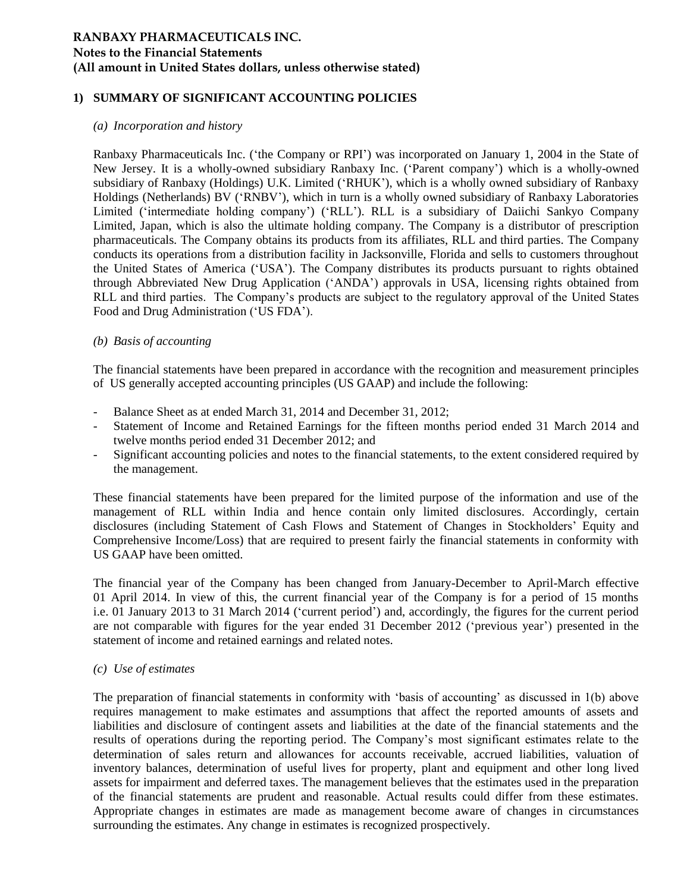**RANBAXY PHARMACEUTICALS INC.**
**Notes to the Financial Statements**
**(All amount in United States dollars, unless otherwise stated)**

## 1) SUMMARY OF SIGNIFICANT ACCOUNTING POLICIES

*(a) Incorporation and history*

Ranbaxy Pharmaceuticals Inc. ('the Company or RPI') was incorporated on January 1, 2004 in the State of New Jersey. It is a wholly-owned subsidiary Ranbaxy Inc. ('Parent company') which is a wholly-owned subsidiary of Ranbaxy (Holdings) U.K. Limited ('RHUK'), which is a wholly owned subsidiary of Ranbaxy Holdings (Netherlands) BV ('RNBV'), which in turn is a wholly owned subsidiary of Ranbaxy Laboratories Limited ('intermediate holding company') ('RLL'). RLL is a subsidiary of Daiichi Sankyo Company Limited, Japan, which is also the ultimate holding company. The Company is a distributor of prescription pharmaceuticals. The Company obtains its products from its affiliates, RLL and third parties. The Company conducts its operations from a distribution facility in Jacksonville, Florida and sells to customers throughout the United States of America ('USA'). The Company distributes its products pursuant to rights obtained through Abbreviated New Drug Application ('ANDA') approvals in USA, licensing rights obtained from RLL and third parties. The Company's products are subject to the regulatory approval of the United States Food and Drug Administration ('US FDA').

*(b) Basis of accounting*

The financial statements have been prepared in accordance with the recognition and measurement principles of US generally accepted accounting principles (US GAAP) and include the following:

- Balance Sheet as at ended March 31, 2014 and December 31, 2012;
- Statement of Income and Retained Earnings for the fifteen months period ended 31 March 2014 and twelve months period ended 31 December 2012; and
- Significant accounting policies and notes to the financial statements, to the extent considered required by the management.

These financial statements have been prepared for the limited purpose of the information and use of the management of RLL within India and hence contain only limited disclosures. Accordingly, certain disclosures (including Statement of Cash Flows and Statement of Changes in Stockholders' Equity and Comprehensive Income/Loss) that are required to present fairly the financial statements in conformity with US GAAP have been omitted.

The financial year of the Company has been changed from January-December to April-March effective 01 April 2014. In view of this, the current financial year of the Company is for a period of 15 months i.e. 01 January 2013 to 31 March 2014 ('current period') and, accordingly, the figures for the current period are not comparable with figures for the year ended 31 December 2012 ('previous year') presented in the statement of income and retained earnings and related notes.

*(c) Use of estimates*

The preparation of financial statements in conformity with 'basis of accounting' as discussed in 1(b) above requires management to make estimates and assumptions that affect the reported amounts of assets and liabilities and disclosure of contingent assets and liabilities at the date of the financial statements and the results of operations during the reporting period. The Company's most significant estimates relate to the determination of sales return and allowances for accounts receivable, accrued liabilities, valuation of inventory balances, determination of useful lives for property, plant and equipment and other long lived assets for impairment and deferred taxes. The management believes that the estimates used in the preparation of the financial statements are prudent and reasonable. Actual results could differ from these estimates. Appropriate changes in estimates are made as management become aware of changes in circumstances surrounding the estimates. Any change in estimates is recognized prospectively.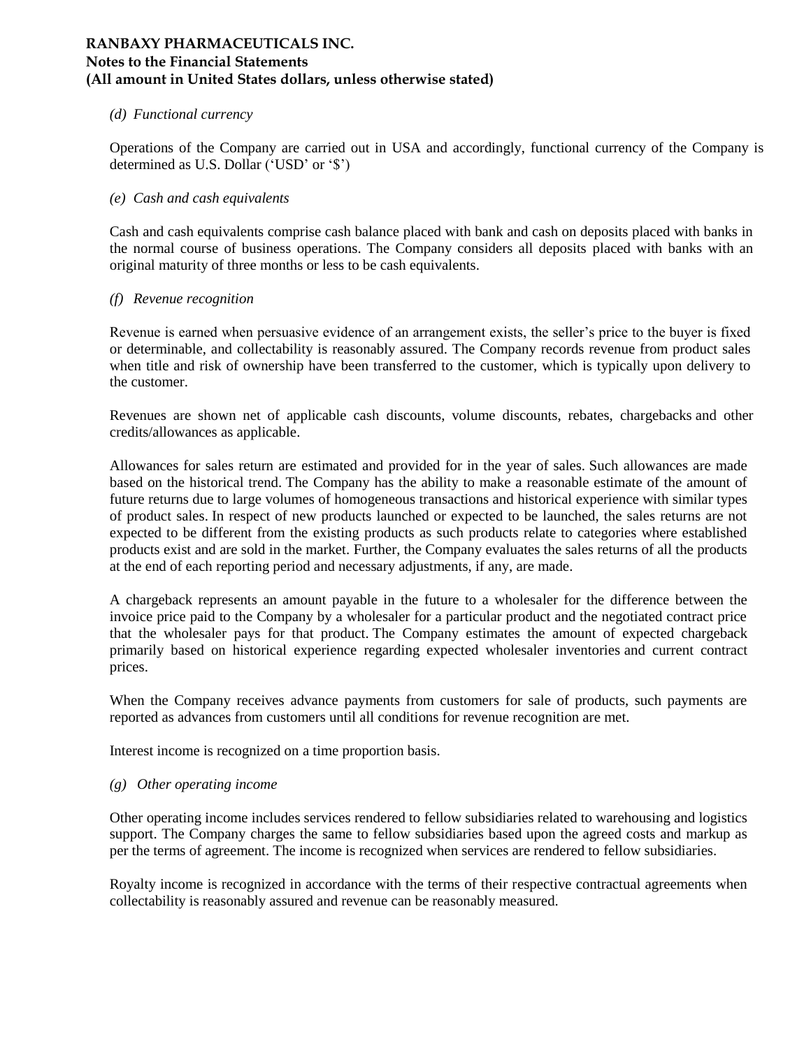*(d) Functional currency*

Operations of the Company are carried out in USA and accordingly, functional currency of the Company is determined as U.S. Dollar ('USD' or '$')

*(e) Cash and cash equivalents*

Cash and cash equivalents comprise cash balance placed with bank and cash on deposits placed with banks in the normal course of business operations. The Company considers all deposits placed with banks with an original maturity of three months or less to be cash equivalents.

*(f) Revenue recognition*

Revenue is earned when persuasive evidence of an arrangement exists, the seller's price to the buyer is fixed or determinable, and collectability is reasonably assured. The Company records revenue from product sales when title and risk of ownership have been transferred to the customer, which is typically upon delivery to the customer.

Revenues are shown net of applicable cash discounts, volume discounts, rebates, chargebacks and other credits/allowances as applicable.

Allowances for sales return are estimated and provided for in the year of sales. Such allowances are made based on the historical trend. The Company has the ability to make a reasonable estimate of the amount of future returns due to large volumes of homogeneous transactions and historical experience with similar types of product sales. In respect of new products launched or expected to be launched, the sales returns are not expected to be different from the existing products as such products relate to categories where established products exist and are sold in the market. Further, the Company evaluates the sales returns of all the products at the end of each reporting period and necessary adjustments, if any, are made.

A chargeback represents an amount payable in the future to a wholesaler for the difference between the invoice price paid to the Company by a wholesaler for a particular product and the negotiated contract price that the wholesaler pays for that product. The Company estimates the amount of expected chargeback primarily based on historical experience regarding expected wholesaler inventories and current contract prices.

When the Company receives advance payments from customers for sale of products, such payments are reported as advances from customers until all conditions for revenue recognition are met.

Interest income is recognized on a time proportion basis.

*(g) Other operating income*

Other operating income includes services rendered to fellow subsidiaries related to warehousing and logistics support. The Company charges the same to fellow subsidiaries based upon the agreed costs and markup as per the terms of agreement. The income is recognized when services are rendered to fellow subsidiaries.

Royalty income is recognized in accordance with the terms of their respective contractual agreements when collectability is reasonably assured and revenue can be reasonably measured.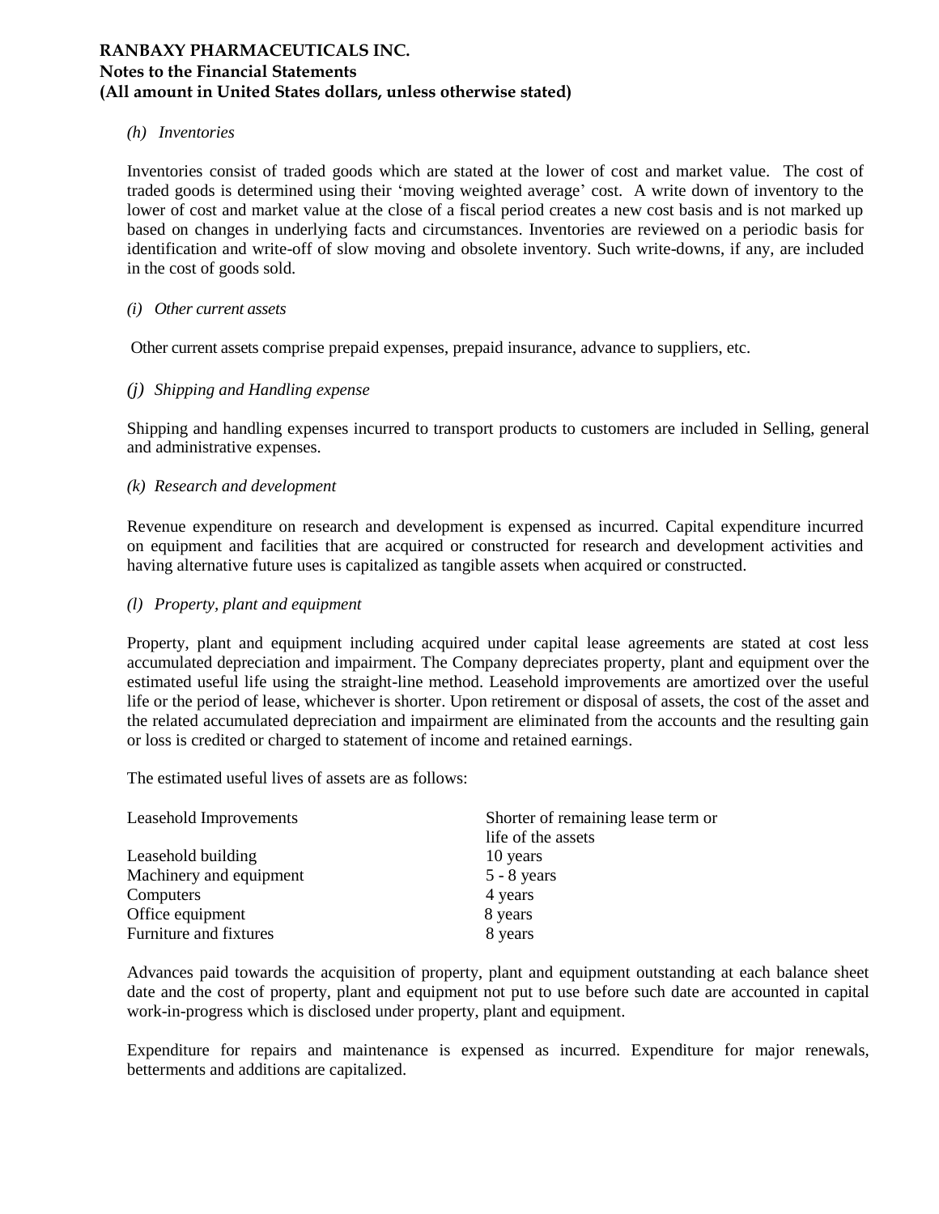**RANBAXY PHARMACEUTICALS INC.**
**Notes to the Financial Statements**
**(All amount in United States dollars, unless otherwise stated)**

*(h) Inventories*

Inventories consist of traded goods which are stated at the lower of cost and market value. The cost of traded goods is determined using their 'moving weighted average' cost. A write down of inventory to the lower of cost and market value at the close of a fiscal period creates a new cost basis and is not marked up based on changes in underlying facts and circumstances. Inventories are reviewed on a periodic basis for identification and write-off of slow moving and obsolete inventory. Such write-downs, if any, are included in the cost of goods sold.

*(i) Other current assets*

Other current assets comprise prepaid expenses, prepaid insurance, advance to suppliers, etc.

*(j) Shipping and Handling expense*

Shipping and handling expenses incurred to transport products to customers are included in Selling, general and administrative expenses.

*(k) Research and development*

Revenue expenditure on research and development is expensed as incurred. Capital expenditure incurred on equipment and facilities that are acquired or constructed for research and development activities and having alternative future uses is capitalized as tangible assets when acquired or constructed.

*(l) Property, plant and equipment*

Property, plant and equipment including acquired under capital lease agreements are stated at cost less accumulated depreciation and impairment. The Company depreciates property, plant and equipment over the estimated useful life using the straight-line method. Leasehold improvements are amortized over the useful life or the period of lease, whichever is shorter. Upon retirement or disposal of assets, the cost of the asset and the related accumulated depreciation and impairment are eliminated from the accounts and the resulting gain or loss is credited or charged to statement of income and retained earnings.

The estimated useful lives of assets are as follows:

| | |
|---|---|
| Leasehold Improvements | Shorter of remaining lease term or life of the assets |
| Leasehold building | 10 years |
| Machinery and equipment | 5 - 8 years |
| Computers | 4 years |
| Office equipment | 8 years |
| Furniture and fixtures | 8 years |

Advances paid towards the acquisition of property, plant and equipment outstanding at each balance sheet date and the cost of property, plant and equipment not put to use before such date are accounted in capital work-in-progress which is disclosed under property, plant and equipment.

Expenditure for repairs and maintenance is expensed as incurred. Expenditure for major renewals, betterments and additions are capitalized.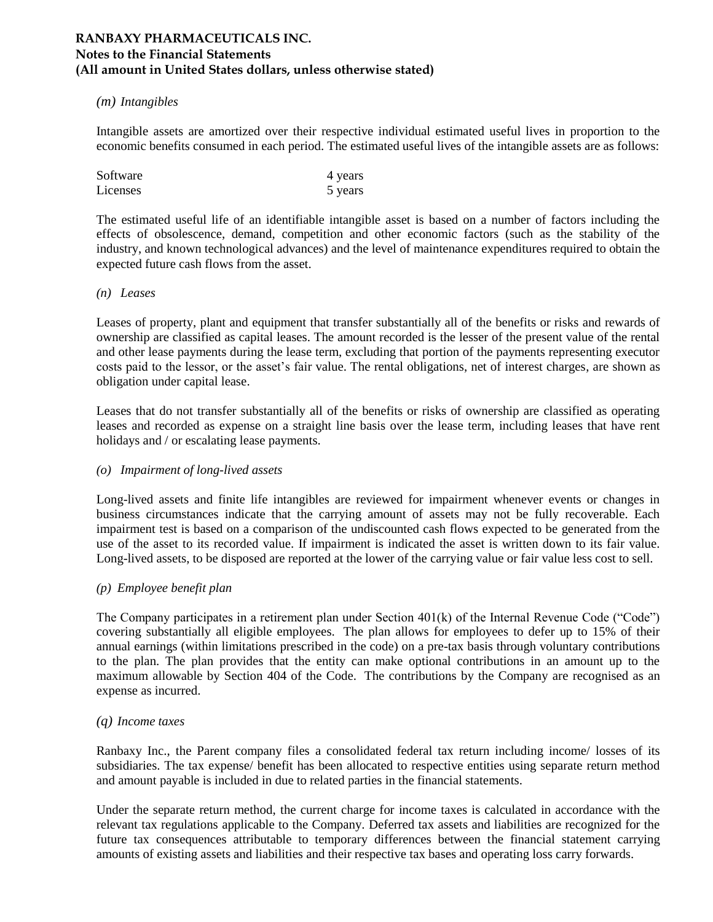**RANBAXY PHARMACEUTICALS INC.**
**Notes to the Financial Statements**
**(All amount in United States dollars, unless otherwise stated)**

*(m) Intangibles*

Intangible assets are amortized over their respective individual estimated useful lives in proportion to the economic benefits consumed in each period. The estimated useful lives of the intangible assets are as follows:

| | |
|---|---|
| Software | 4 years |
| Licenses | 5 years |

The estimated useful life of an identifiable intangible asset is based on a number of factors including the effects of obsolescence, demand, competition and other economic factors (such as the stability of the industry, and known technological advances) and the level of maintenance expenditures required to obtain the expected future cash flows from the asset.

*(n) Leases*

Leases of property, plant and equipment that transfer substantially all of the benefits or risks and rewards of ownership are classified as capital leases. The amount recorded is the lesser of the present value of the rental and other lease payments during the lease term, excluding that portion of the payments representing executor costs paid to the lessor, or the asset's fair value. The rental obligations, net of interest charges, are shown as obligation under capital lease.

Leases that do not transfer substantially all of the benefits or risks of ownership are classified as operating leases and recorded as expense on a straight line basis over the lease term, including leases that have rent holidays and / or escalating lease payments.

*(o) Impairment of long-lived assets*

Long-lived assets and finite life intangibles are reviewed for impairment whenever events or changes in business circumstances indicate that the carrying amount of assets may not be fully recoverable. Each impairment test is based on a comparison of the undiscounted cash flows expected to be generated from the use of the asset to its recorded value. If impairment is indicated the asset is written down to its fair value. Long-lived assets, to be disposed are reported at the lower of the carrying value or fair value less cost to sell.

*(p) Employee benefit plan*

The Company participates in a retirement plan under Section 401(k) of the Internal Revenue Code ("Code") covering substantially all eligible employees. The plan allows for employees to defer up to 15% of their annual earnings (within limitations prescribed in the code) on a pre-tax basis through voluntary contributions to the plan. The plan provides that the entity can make optional contributions in an amount up to the maximum allowable by Section 404 of the Code. The contributions by the Company are recognised as an expense as incurred.

*(q) Income taxes*

Ranbaxy Inc., the Parent company files a consolidated federal tax return including income/ losses of its subsidiaries. The tax expense/ benefit has been allocated to respective entities using separate return method and amount payable is included in due to related parties in the financial statements.

Under the separate return method, the current charge for income taxes is calculated in accordance with the relevant tax regulations applicable to the Company. Deferred tax assets and liabilities are recognized for the future tax consequences attributable to temporary differences between the financial statement carrying amounts of existing assets and liabilities and their respective tax bases and operating loss carry forwards.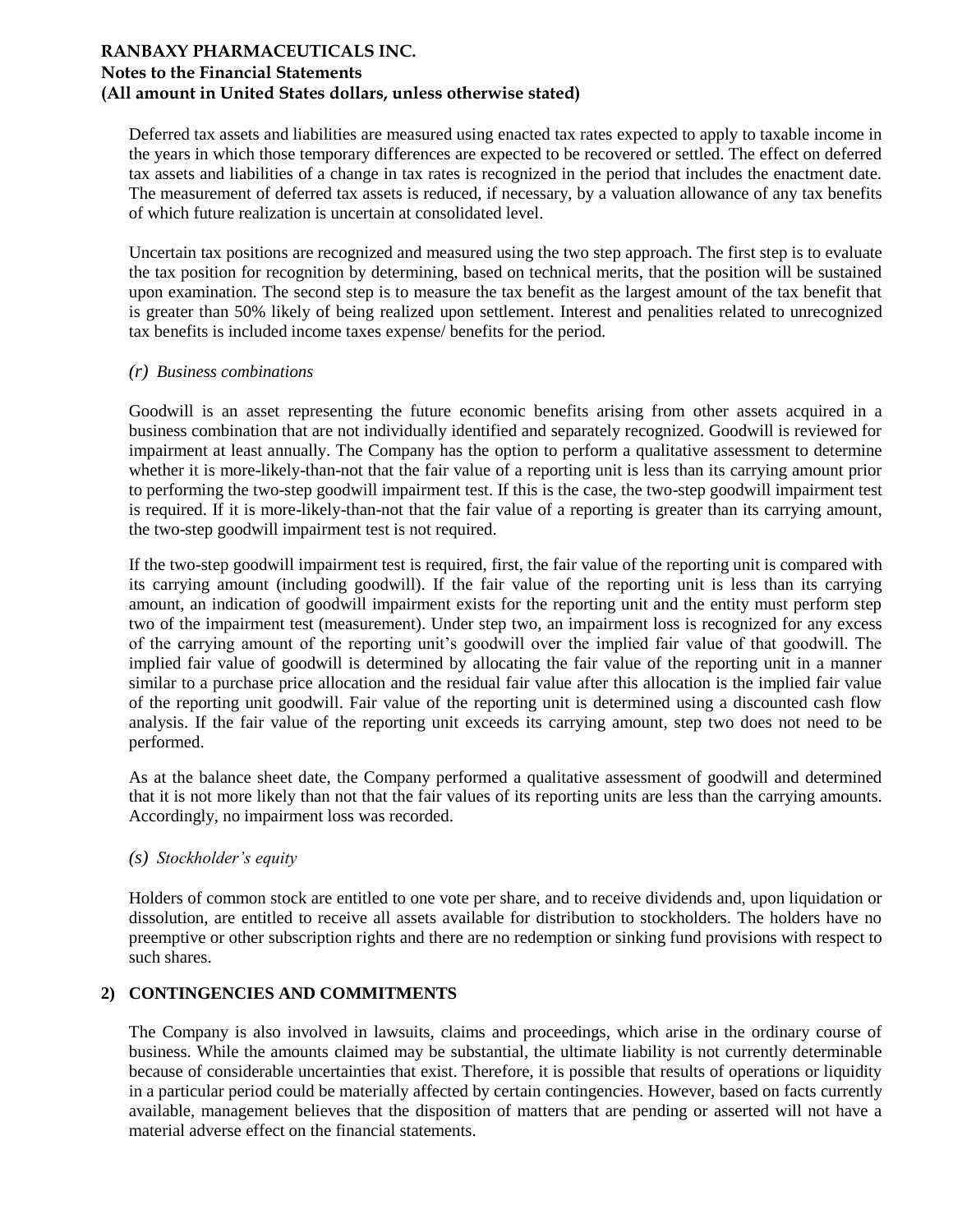Deferred tax assets and liabilities are measured using enacted tax rates expected to apply to taxable income in the years in which those temporary differences are expected to be recovered or settled. The effect on deferred tax assets and liabilities of a change in tax rates is recognized in the period that includes the enactment date. The measurement of deferred tax assets is reduced, if necessary, by a valuation allowance of any tax benefits of which future realization is uncertain at consolidated level.

Uncertain tax positions are recognized and measured using the two step approach. The first step is to evaluate the tax position for recognition by determining, based on technical merits, that the position will be sustained upon examination. The second step is to measure the tax benefit as the largest amount of the tax benefit that is greater than 50% likely of being realized upon settlement. Interest and penalities related to unrecognized tax benefits is included income taxes expense/ benefits for the period.

*(r) Business combinations*

Goodwill is an asset representing the future economic benefits arising from other assets acquired in a business combination that are not individually identified and separately recognized. Goodwill is reviewed for impairment at least annually. The Company has the option to perform a qualitative assessment to determine whether it is more-likely-than-not that the fair value of a reporting unit is less than its carrying amount prior to performing the two-step goodwill impairment test. If this is the case, the two-step goodwill impairment test is required. If it is more-likely-than-not that the fair value of a reporting is greater than its carrying amount, the two-step goodwill impairment test is not required.

If the two-step goodwill impairment test is required, first, the fair value of the reporting unit is compared with its carrying amount (including goodwill). If the fair value of the reporting unit is less than its carrying amount, an indication of goodwill impairment exists for the reporting unit and the entity must perform step two of the impairment test (measurement). Under step two, an impairment loss is recognized for any excess of the carrying amount of the reporting unit's goodwill over the implied fair value of that goodwill. The implied fair value of goodwill is determined by allocating the fair value of the reporting unit in a manner similar to a purchase price allocation and the residual fair value after this allocation is the implied fair value of the reporting unit goodwill. Fair value of the reporting unit is determined using a discounted cash flow analysis. If the fair value of the reporting unit exceeds its carrying amount, step two does not need to be performed.

As at the balance sheet date, the Company performed a qualitative assessment of goodwill and determined that it is not more likely than not that the fair values of its reporting units are less than the carrying amounts. Accordingly, no impairment loss was recorded.

*(s) Stockholder's equity*

Holders of common stock are entitled to one vote per share, and to receive dividends and, upon liquidation or dissolution, are entitled to receive all assets available for distribution to stockholders. The holders have no preemptive or other subscription rights and there are no redemption or sinking fund provisions with respect to such shares.

## 2) CONTINGENCIES AND COMMITMENTS

The Company is also involved in lawsuits, claims and proceedings, which arise in the ordinary course of business. While the amounts claimed may be substantial, the ultimate liability is not currently determinable because of considerable uncertainties that exist. Therefore, it is possible that results of operations or liquidity in a particular period could be materially affected by certain contingencies. However, based on facts currently available, management believes that the disposition of matters that are pending or asserted will not have a material adverse effect on the financial statements.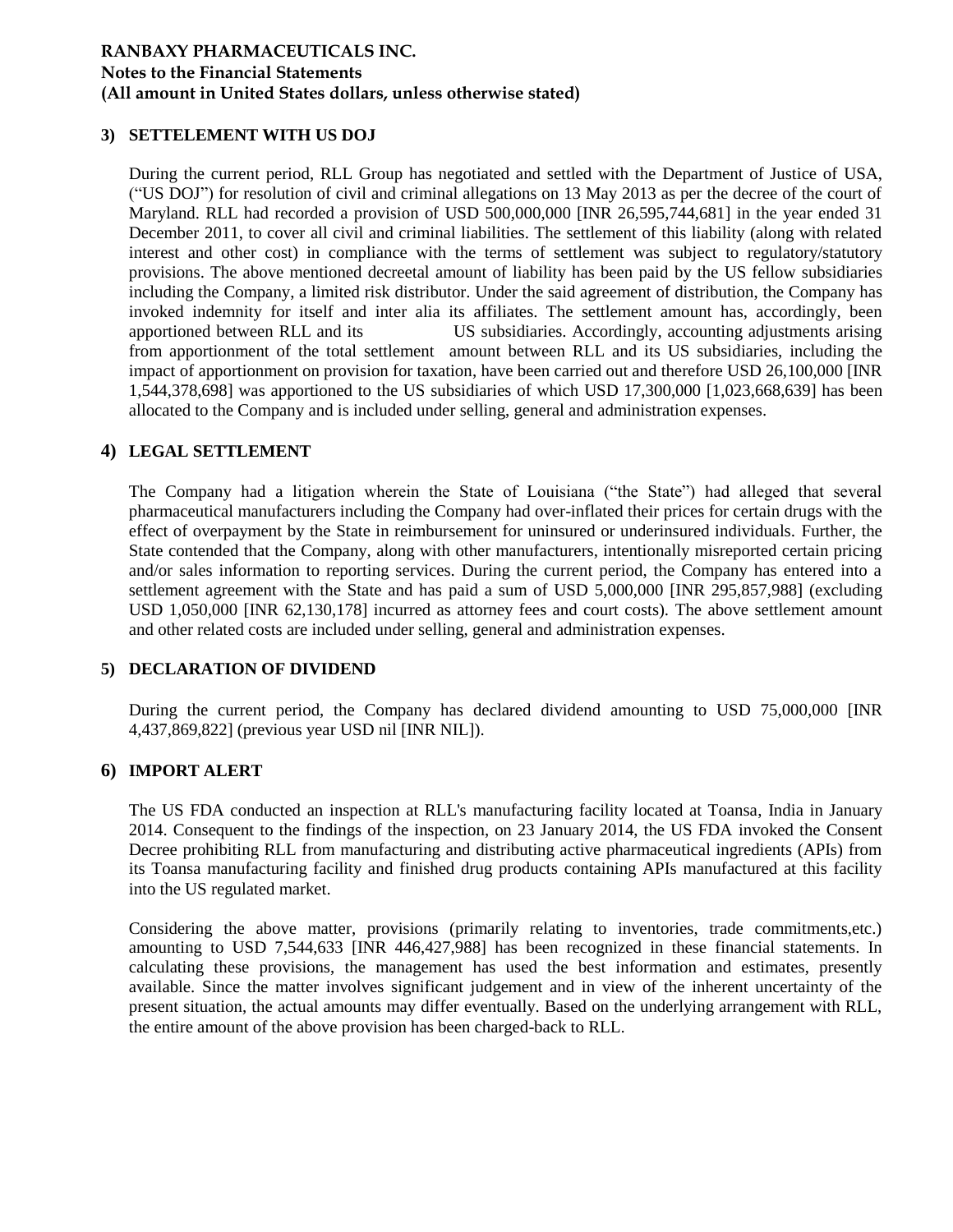**RANBAXY PHARMACEUTICALS INC.**
**Notes to the Financial Statements**
**(All amount in United States dollars, unless otherwise stated)**

## 3) SETTELEMENT WITH US DOJ

During the current period, RLL Group has negotiated and settled with the Department of Justice of USA, ("US DOJ") for resolution of civil and criminal allegations on 13 May 2013 as per the decree of the court of Maryland. RLL had recorded a provision of USD 500,000,000 [INR 26,595,744,681] in the year ended 31 December 2011, to cover all civil and criminal liabilities. The settlement of this liability (along with related interest and other cost) in compliance with the terms of settlement was subject to regulatory/statutory provisions. The above mentioned decreetal amount of liability has been paid by the US fellow subsidiaries including the Company, a limited risk distributor. Under the said agreement of distribution, the Company has invoked indemnity for itself and inter alia its affiliates. The settlement amount has, accordingly, been apportioned between RLL and its US subsidiaries. Accordingly, accounting adjustments arising from apportionment of the total settlement amount between RLL and its US subsidiaries, including the impact of apportionment on provision for taxation, have been carried out and therefore USD 26,100,000 [INR 1,544,378,698] was apportioned to the US subsidiaries of which USD 17,300,000 [1,023,668,639] has been allocated to the Company and is included under selling, general and administration expenses.

## 4) LEGAL SETTLEMENT

The Company had a litigation wherein the State of Louisiana ("the State") had alleged that several pharmaceutical manufacturers including the Company had over-inflated their prices for certain drugs with the effect of overpayment by the State in reimbursement for uninsured or underinsured individuals. Further, the State contended that the Company, along with other manufacturers, intentionally misreported certain pricing and/or sales information to reporting services. During the current period, the Company has entered into a settlement agreement with the State and has paid a sum of USD 5,000,000 [INR 295,857,988] (excluding USD 1,050,000 [INR 62,130,178] incurred as attorney fees and court costs). The above settlement amount and other related costs are included under selling, general and administration expenses.

## 5) DECLARATION OF DIVIDEND

During the current period, the Company has declared dividend amounting to USD 75,000,000 [INR 4,437,869,822] (previous year USD nil [INR NIL]).

## 6) IMPORT ALERT

The US FDA conducted an inspection at RLL's manufacturing facility located at Toansa, India in January 2014. Consequent to the findings of the inspection, on 23 January 2014, the US FDA invoked the Consent Decree prohibiting RLL from manufacturing and distributing active pharmaceutical ingredients (APIs) from its Toansa manufacturing facility and finished drug products containing APIs manufactured at this facility into the US regulated market.

Considering the above matter, provisions (primarily relating to inventories, trade commitments,etc.) amounting to USD 7,544,633 [INR 446,427,988] has been recognized in these financial statements. In calculating these provisions, the management has used the best information and estimates, presently available. Since the matter involves significant judgement and in view of the inherent uncertainty of the present situation, the actual amounts may differ eventually. Based on the underlying arrangement with RLL, the entire amount of the above provision has been charged-back to RLL.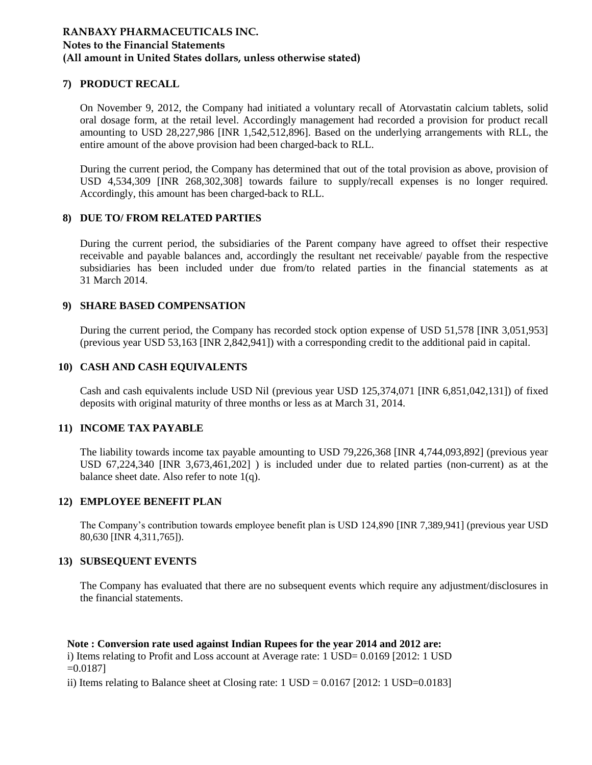**RANBAXY PHARMACEUTICALS INC.**
**Notes to the Financial Statements**
**(All amount in United States dollars, unless otherwise stated)**

## 7) PRODUCT RECALL

On November 9, 2012, the Company had initiated a voluntary recall of Atorvastatin calcium tablets, solid oral dosage form, at the retail level. Accordingly management had recorded a provision for product recall amounting to USD 28,227,986 [INR 1,542,512,896]. Based on the underlying arrangements with RLL, the entire amount of the above provision had been charged-back to RLL.

During the current period, the Company has determined that out of the total provision as above, provision of USD 4,534,309 [INR 268,302,308] towards failure to supply/recall expenses is no longer required. Accordingly, this amount has been charged-back to RLL.

## 8) DUE TO/ FROM RELATED PARTIES

During the current period, the subsidiaries of the Parent company have agreed to offset their respective receivable and payable balances and, accordingly the resultant net receivable/ payable from the respective subsidiaries has been included under due from/to related parties in the financial statements as at 31 March 2014.

## 9) SHARE BASED COMPENSATION

During the current period, the Company has recorded stock option expense of USD 51,578 [INR 3,051,953] (previous year USD 53,163 [INR 2,842,941]) with a corresponding credit to the additional paid in capital.

## 10) CASH AND CASH EQUIVALENTS

Cash and cash equivalents include USD Nil (previous year USD 125,374,071 [INR 6,851,042,131]) of fixed deposits with original maturity of three months or less as at March 31, 2014.

## 11) INCOME TAX PAYABLE

The liability towards income tax payable amounting to USD 79,226,368 [INR 4,744,093,892] (previous year USD 67,224,340 [INR 3,673,461,202] ) is included under due to related parties (non-current) as at the balance sheet date. Also refer to note 1(q).

## 12) EMPLOYEE BENEFIT PLAN

The Company's contribution towards employee benefit plan is USD 124,890 [INR 7,389,941] (previous year USD 80,630 [INR 4,311,765]).

## 13) SUBSEQUENT EVENTS

The Company has evaluated that there are no subsequent events which require any adjustment/disclosures in the financial statements.

**Note : Conversion rate used against Indian Rupees for the year 2014 and 2012 are:**

i) Items relating to Profit and Loss account at Average rate: 1 USD= 0.0169 [2012: 1 USD =0.0187]

ii) Items relating to Balance sheet at Closing rate: 1 USD = 0.0167 [2012: 1 USD=0.0183]